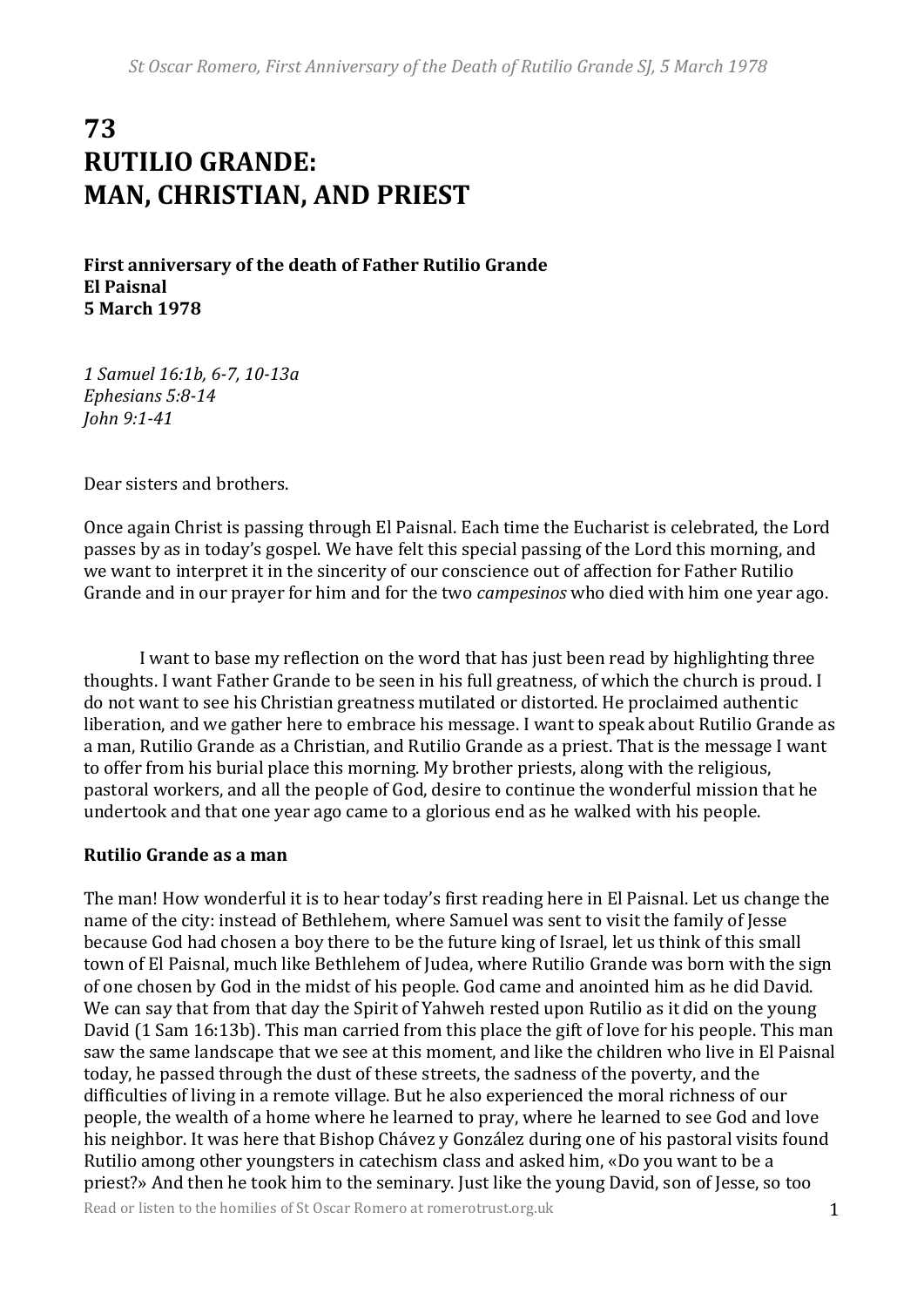# 73
# RUTILIO GRANDE: MAN, CHRISTIAN, AND PRIEST

**First anniversary of the death of Father Rutilio Grande**
**El Paisnal**
**5 March 1978**

*1 Samuel 16:1b, 6-7, 10-13a*
*Ephesians 5:8-14*
*John 9:1-41*

Dear sisters and brothers.

Once again Christ is passing through El Paisnal. Each time the Eucharist is celebrated, the Lord passes by as in today's gospel. We have felt this special passing of the Lord this morning, and we want to interpret it in the sincerity of our conscience out of affection for Father Rutilio Grande and in our prayer for him and for the two *campesinos* who died with him one year ago.

I want to base my reflection on the word that has just been read by highlighting three thoughts. I want Father Grande to be seen in his full greatness, of which the church is proud. I do not want to see his Christian greatness mutilated or distorted. He proclaimed authentic liberation, and we gather here to embrace his message. I want to speak about Rutilio Grande as a man, Rutilio Grande as a Christian, and Rutilio Grande as a priest. That is the message I want to offer from his burial place this morning. My brother priests, along with the religious, pastoral workers, and all the people of God, desire to continue the wonderful mission that he undertook and that one year ago came to a glorious end as he walked with his people.

**Rutilio Grande as a man**

The man! How wonderful it is to hear today's first reading here in El Paisnal. Let us change the name of the city: instead of Bethlehem, where Samuel was sent to visit the family of Jesse because God had chosen a boy there to be the future king of Israel, let us think of this small town of El Paisnal, much like Bethlehem of Judea, where Rutilio Grande was born with the sign of one chosen by God in the midst of his people. God came and anointed him as he did David. We can say that from that day the Spirit of Yahweh rested upon Rutilio as it did on the young David (1 Sam 16:13b). This man carried from this place the gift of love for his people. This man saw the same landscape that we see at this moment, and like the children who live in El Paisnal today, he passed through the dust of these streets, the sadness of the poverty, and the difficulties of living in a remote village. But he also experienced the moral richness of our people, the wealth of a home where he learned to pray, where he learned to see God and love his neighbor. It was here that Bishop Chávez y González during one of his pastoral visits found Rutilio among other youngsters in catechism class and asked him, «Do you want to be a priest?» And then he took him to the seminary. Just like the young David, son of Jesse, so too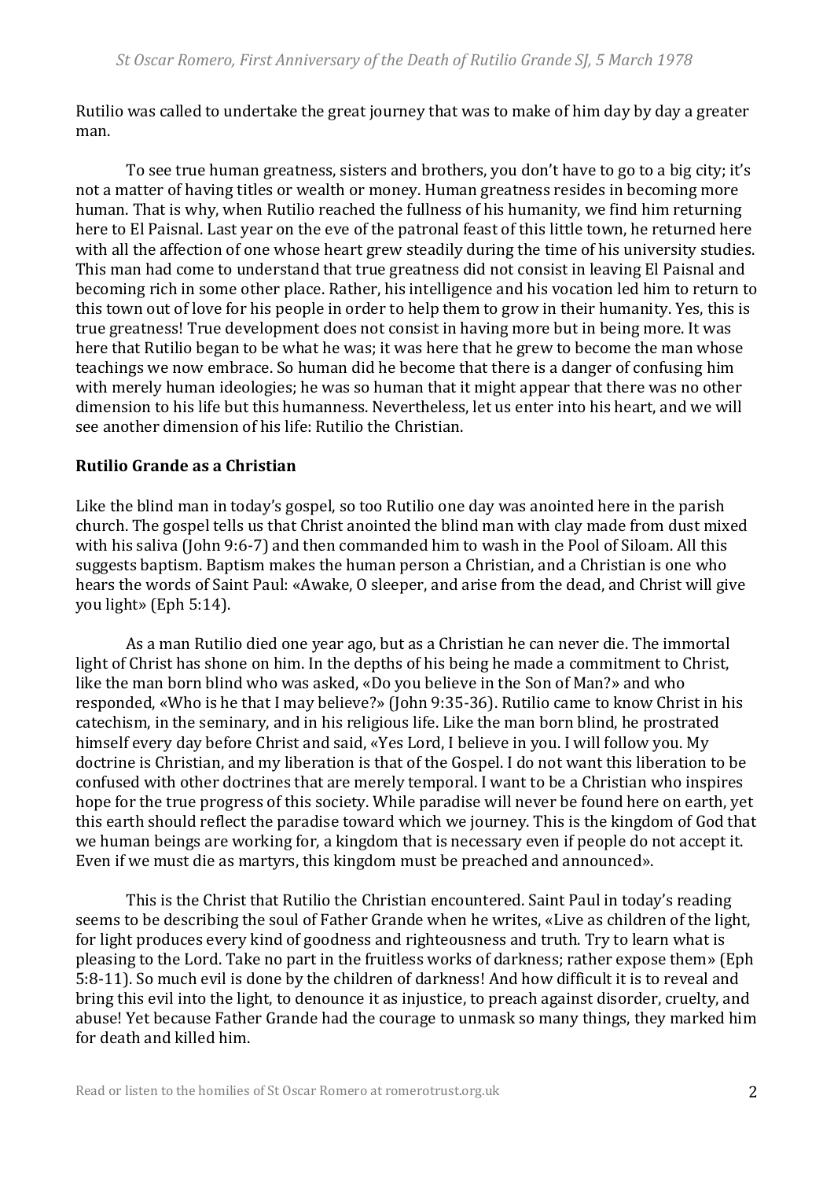Rutilio was called to undertake the great journey that was to make of him day by day a greater man.

To see true human greatness, sisters and brothers, you don't have to go to a big city; it's not a matter of having titles or wealth or money. Human greatness resides in becoming more human. That is why, when Rutilio reached the fullness of his humanity, we find him returning here to El Paisnal. Last year on the eve of the patronal feast of this little town, he returned here with all the affection of one whose heart grew steadily during the time of his university studies. This man had come to understand that true greatness did not consist in leaving El Paisnal and becoming rich in some other place. Rather, his intelligence and his vocation led him to return to this town out of love for his people in order to help them to grow in their humanity. Yes, this is true greatness! True development does not consist in having more but in being more. It was here that Rutilio began to be what he was; it was here that he grew to become the man whose teachings we now embrace. So human did he become that there is a danger of confusing him with merely human ideologies; he was so human that it might appear that there was no other dimension to his life but this humanness. Nevertheless, let us enter into his heart, and we will see another dimension of his life: Rutilio the Christian.

## Rutilio Grande as a Christian

Like the blind man in today's gospel, so too Rutilio one day was anointed here in the parish church. The gospel tells us that Christ anointed the blind man with clay made from dust mixed with his saliva (John 9:6-7) and then commanded him to wash in the Pool of Siloam. All this suggests baptism. Baptism makes the human person a Christian, and a Christian is one who hears the words of Saint Paul: «Awake, O sleeper, and arise from the dead, and Christ will give you light» (Eph 5:14).

As a man Rutilio died one year ago, but as a Christian he can never die. The immortal light of Christ has shone on him. In the depths of his being he made a commitment to Christ, like the man born blind who was asked, «Do you believe in the Son of Man?» and who responded, «Who is he that I may believe?» (John 9:35-36). Rutilio came to know Christ in his catechism, in the seminary, and in his religious life. Like the man born blind, he prostrated himself every day before Christ and said, «Yes Lord, I believe in you. I will follow you. My doctrine is Christian, and my liberation is that of the Gospel. I do not want this liberation to be confused with other doctrines that are merely temporal. I want to be a Christian who inspires hope for the true progress of this society. While paradise will never be found here on earth, yet this earth should reflect the paradise toward which we journey. This is the kingdom of God that we human beings are working for, a kingdom that is necessary even if people do not accept it. Even if we must die as martyrs, this kingdom must be preached and announced».

This is the Christ that Rutilio the Christian encountered. Saint Paul in today's reading seems to be describing the soul of Father Grande when he writes, «Live as children of the light, for light produces every kind of goodness and righteousness and truth. Try to learn what is pleasing to the Lord. Take no part in the fruitless works of darkness; rather expose them» (Eph 5:8-11). So much evil is done by the children of darkness! And how difficult it is to reveal and bring this evil into the light, to denounce it as injustice, to preach against disorder, cruelty, and abuse! Yet because Father Grande had the courage to unmask so many things, they marked him for death and killed him.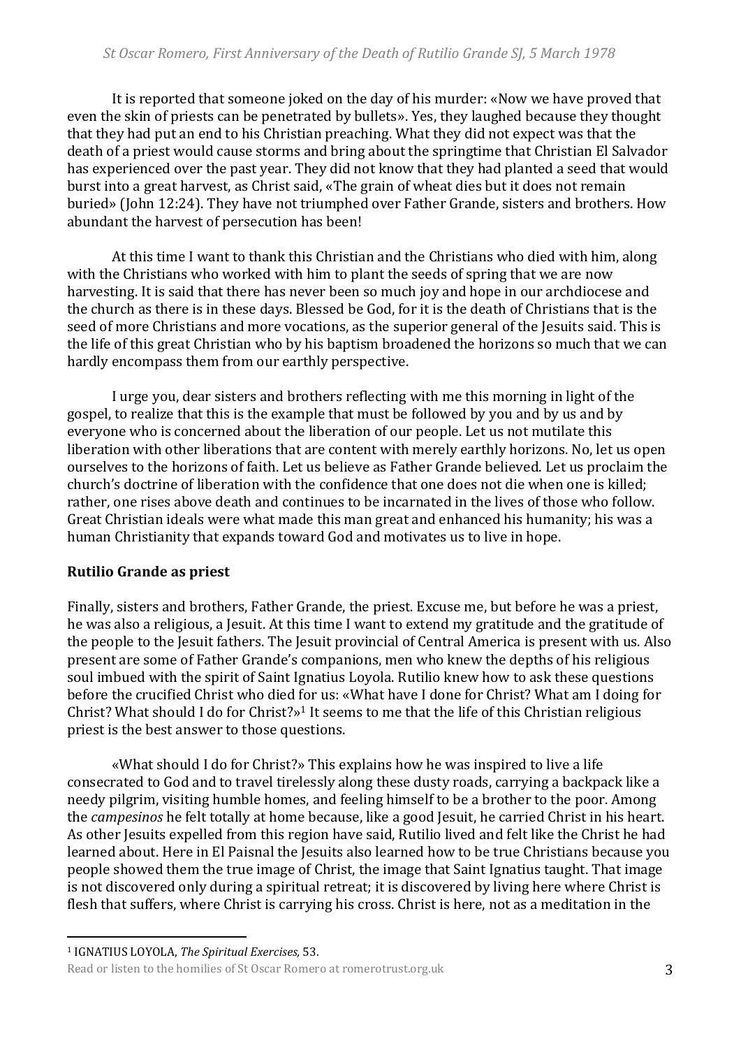It is reported that someone joked on the day of his murder: «Now we have proved that even the skin of priests can be penetrated by bullets». Yes, they laughed because they thought that they had put an end to his Christian preaching. What they did not expect was that the death of a priest would cause storms and bring about the springtime that Christian El Salvador has experienced over the past year. They did not know that they had planted a seed that would burst into a great harvest, as Christ said, «The grain of wheat dies but it does not remain buried» (John 12:24). They have not triumphed over Father Grande, sisters and brothers. How abundant the harvest of persecution has been!

At this time I want to thank this Christian and the Christians who died with him, along with the Christians who worked with him to plant the seeds of spring that we are now harvesting. It is said that there has never been so much joy and hope in our archdiocese and the church as there is in these days. Blessed be God, for it is the death of Christians that is the seed of more Christians and more vocations, as the superior general of the Jesuits said. This is the life of this great Christian who by his baptism broadened the horizons so much that we can hardly encompass them from our earthly perspective.

I urge you, dear sisters and brothers reflecting with me this morning in light of the gospel, to realize that this is the example that must be followed by you and by us and by everyone who is concerned about the liberation of our people. Let us not mutilate this liberation with other liberations that are content with merely earthly horizons. No, let us open ourselves to the horizons of faith. Let us believe as Father Grande believed. Let us proclaim the church's doctrine of liberation with the confidence that one does not die when one is killed; rather, one rises above death and continues to be incarnated in the lives of those who follow. Great Christian ideals were what made this man great and enhanced his humanity; his was a human Christianity that expands toward God and motivates us to live in hope.

## Rutilio Grande as priest

Finally, sisters and brothers, Father Grande, the priest. Excuse me, but before he was a priest, he was also a religious, a Jesuit. At this time I want to extend my gratitude and the gratitude of the people to the Jesuit fathers. The Jesuit provincial of Central America is present with us. Also present are some of Father Grande's companions, men who knew the depths of his religious soul imbued with the spirit of Saint Ignatius Loyola. Rutilio knew how to ask these questions before the crucified Christ who died for us: «What have I done for Christ? What am I doing for Christ? What should I do for Christ?»[1] It seems to me that the life of this Christian religious priest is the best answer to those questions.

«What should I do for Christ?» This explains how he was inspired to live a life consecrated to God and to travel tirelessly along these dusty roads, carrying a backpack like a needy pilgrim, visiting humble homes, and feeling himself to be a brother to the poor. Among the *campesinos* he felt totally at home because, like a good Jesuit, he carried Christ in his heart. As other Jesuits expelled from this region have said, Rutilio lived and felt like the Christ he had learned about. Here in El Paisnal the Jesuits also learned how to be true Christians because you people showed them the true image of Christ, the image that Saint Ignatius taught. That image is not discovered only during a spiritual retreat; it is discovered by living here where Christ is flesh that suffers, where Christ is carrying his cross. Christ is here, not as a meditation in the

[1] IGNATIUS LOYOLA, *The Spiritual Exercises,* 53.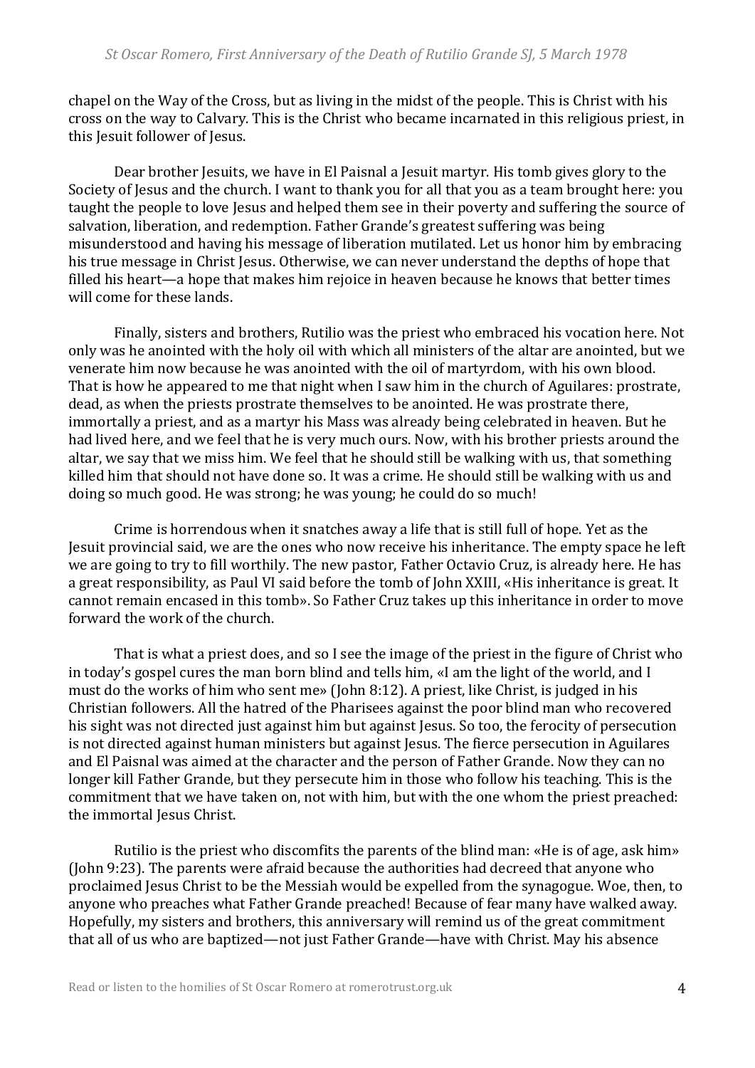chapel on the Way of the Cross, but as living in the midst of the people. This is Christ with his cross on the way to Calvary. This is the Christ who became incarnated in this religious priest, in this Jesuit follower of Jesus.

Dear brother Jesuits, we have in El Paisnal a Jesuit martyr. His tomb gives glory to the Society of Jesus and the church. I want to thank you for all that you as a team brought here: you taught the people to love Jesus and helped them see in their poverty and suffering the source of salvation, liberation, and redemption. Father Grande's greatest suffering was being misunderstood and having his message of liberation mutilated. Let us honor him by embracing his true message in Christ Jesus. Otherwise, we can never understand the depths of hope that filled his heart—a hope that makes him rejoice in heaven because he knows that better times will come for these lands.

Finally, sisters and brothers, Rutilio was the priest who embraced his vocation here. Not only was he anointed with the holy oil with which all ministers of the altar are anointed, but we venerate him now because he was anointed with the oil of martyrdom, with his own blood. That is how he appeared to me that night when I saw him in the church of Aguilares: prostrate, dead, as when the priests prostrate themselves to be anointed. He was prostrate there, immortally a priest, and as a martyr his Mass was already being celebrated in heaven. But he had lived here, and we feel that he is very much ours. Now, with his brother priests around the altar, we say that we miss him. We feel that he should still be walking with us, that something killed him that should not have done so. It was a crime. He should still be walking with us and doing so much good. He was strong; he was young; he could do so much!

Crime is horrendous when it snatches away a life that is still full of hope. Yet as the Jesuit provincial said, we are the ones who now receive his inheritance. The empty space he left we are going to try to fill worthily. The new pastor, Father Octavio Cruz, is already here. He has a great responsibility, as Paul VI said before the tomb of John XXIII, «His inheritance is great. It cannot remain encased in this tomb». So Father Cruz takes up this inheritance in order to move forward the work of the church.

That is what a priest does, and so I see the image of the priest in the figure of Christ who in today's gospel cures the man born blind and tells him, «I am the light of the world, and I must do the works of him who sent me» (John 8:12). A priest, like Christ, is judged in his Christian followers. All the hatred of the Pharisees against the poor blind man who recovered his sight was not directed just against him but against Jesus. So too, the ferocity of persecution is not directed against human ministers but against Jesus. The fierce persecution in Aguilares and El Paisnal was aimed at the character and the person of Father Grande. Now they can no longer kill Father Grande, but they persecute him in those who follow his teaching. This is the commitment that we have taken on, not with him, but with the one whom the priest preached: the immortal Jesus Christ.

Rutilio is the priest who discomfits the parents of the blind man: «He is of age, ask him» (John 9:23). The parents were afraid because the authorities had decreed that anyone who proclaimed Jesus Christ to be the Messiah would be expelled from the synagogue. Woe, then, to anyone who preaches what Father Grande preached! Because of fear many have walked away. Hopefully, my sisters and brothers, this anniversary will remind us of the great commitment that all of us who are baptized—not just Father Grande—have with Christ. May his absence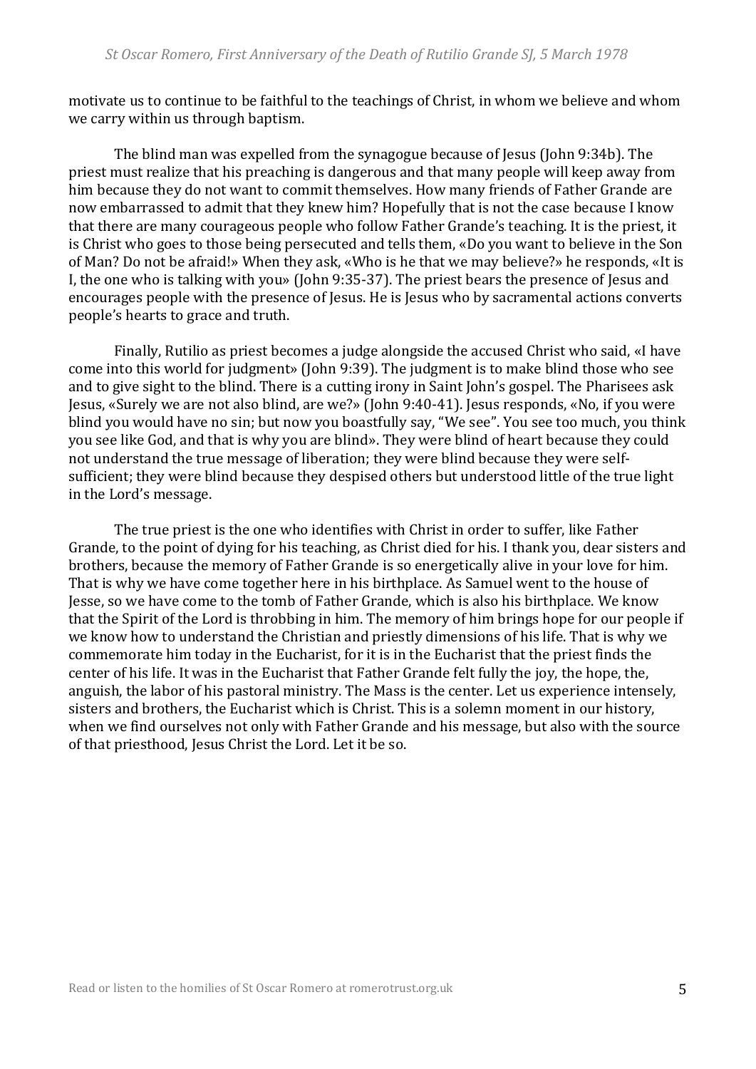motivate us to continue to be faithful to the teachings of Christ, in whom we believe and whom we carry within us through baptism.

The blind man was expelled from the synagogue because of Jesus (John 9:34b). The priest must realize that his preaching is dangerous and that many people will keep away from him because they do not want to commit themselves. How many friends of Father Grande are now embarrassed to admit that they knew him? Hopefully that is not the case because I know that there are many courageous people who follow Father Grande's teaching. It is the priest, it is Christ who goes to those being persecuted and tells them, «Do you want to believe in the Son of Man? Do not be afraid!» When they ask, «Who is he that we may believe?» he responds, «It is I, the one who is talking with you» (John 9:35-37). The priest bears the presence of Jesus and encourages people with the presence of Jesus. He is Jesus who by sacramental actions converts people's hearts to grace and truth.

Finally, Rutilio as priest becomes a judge alongside the accused Christ who said, «I have come into this world for judgment» (John 9:39). The judgment is to make blind those who see and to give sight to the blind. There is a cutting irony in Saint John's gospel. The Pharisees ask Jesus, «Surely we are not also blind, are we?» (John 9:40-41). Jesus responds, «No, if you were blind you would have no sin; but now you boastfully say, "We see". You see too much, you think you see like God, and that is why you are blind». They were blind of heart because they could not understand the true message of liberation; they were blind because they were self-sufficient; they were blind because they despised others but understood little of the true light in the Lord's message.

The true priest is the one who identifies with Christ in order to suffer, like Father Grande, to the point of dying for his teaching, as Christ died for his. I thank you, dear sisters and brothers, because the memory of Father Grande is so energetically alive in your love for him. That is why we have come together here in his birthplace. As Samuel went to the house of Jesse, so we have come to the tomb of Father Grande, which is also his birthplace. We know that the Spirit of the Lord is throbbing in him. The memory of him brings hope for our people if we know how to understand the Christian and priestly dimensions of his life. That is why we commemorate him today in the Eucharist, for it is in the Eucharist that the priest finds the center of his life. It was in the Eucharist that Father Grande felt fully the joy, the hope, the, anguish, the labor of his pastoral ministry. The Mass is the center. Let us experience intensely, sisters and brothers, the Eucharist which is Christ. This is a solemn moment in our history, when we find ourselves not only with Father Grande and his message, but also with the source of that priesthood, Jesus Christ the Lord. Let it be so.